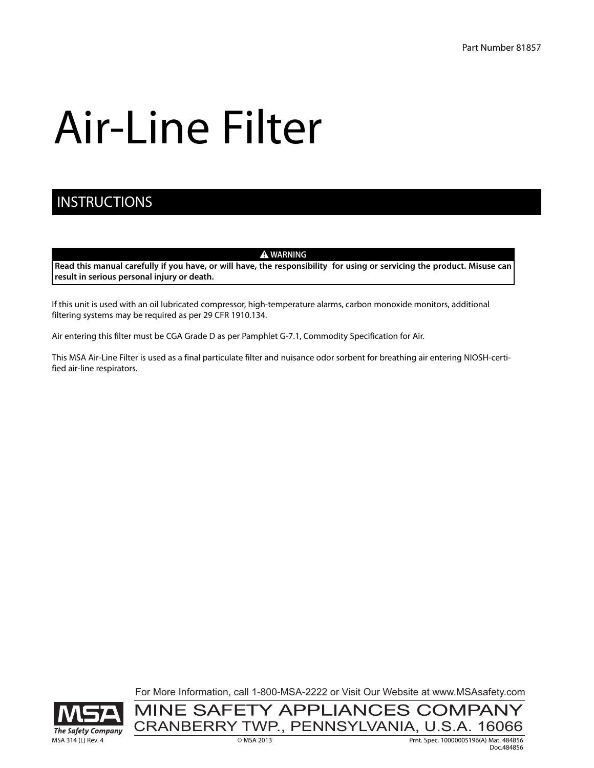Part Number 81857

# Air-Line Filter

## INSTRUCTIONS

> **⚠ WARNING**
>
> **Read this manual carefully if you have, or will have, the responsibility for using or servicing the product. Misuse can result in serious personal injury or death.**

If this unit is used with an oil lubricated compressor, high-temperature alarms, carbon monoxide monitors, additional filtering systems may be required as per 29 CFR 1910.134.

Air entering this filter must be CGA Grade D as per Pamphlet G-7.1, Commodity Specification for Air.

This MSA Air-Line Filter is used as a final particulate filter and nuisance odor sorbent for breathing air entering NIOSH-certified air-line respirators.

For More Information, call 1-800-MSA-2222 or Visit Our Website at www.MSAsafety.com

MSA The Safety Company

MINE SAFETY APPLIANCES COMPANY
CRANBERRY TWP., PENNSYLVANIA, U.S.A. 16066

MSA 314 (L) Rev. 4 © MSA 2013 Prnt. Spec. 10000005196(A) Mat. 484856 Doc.484856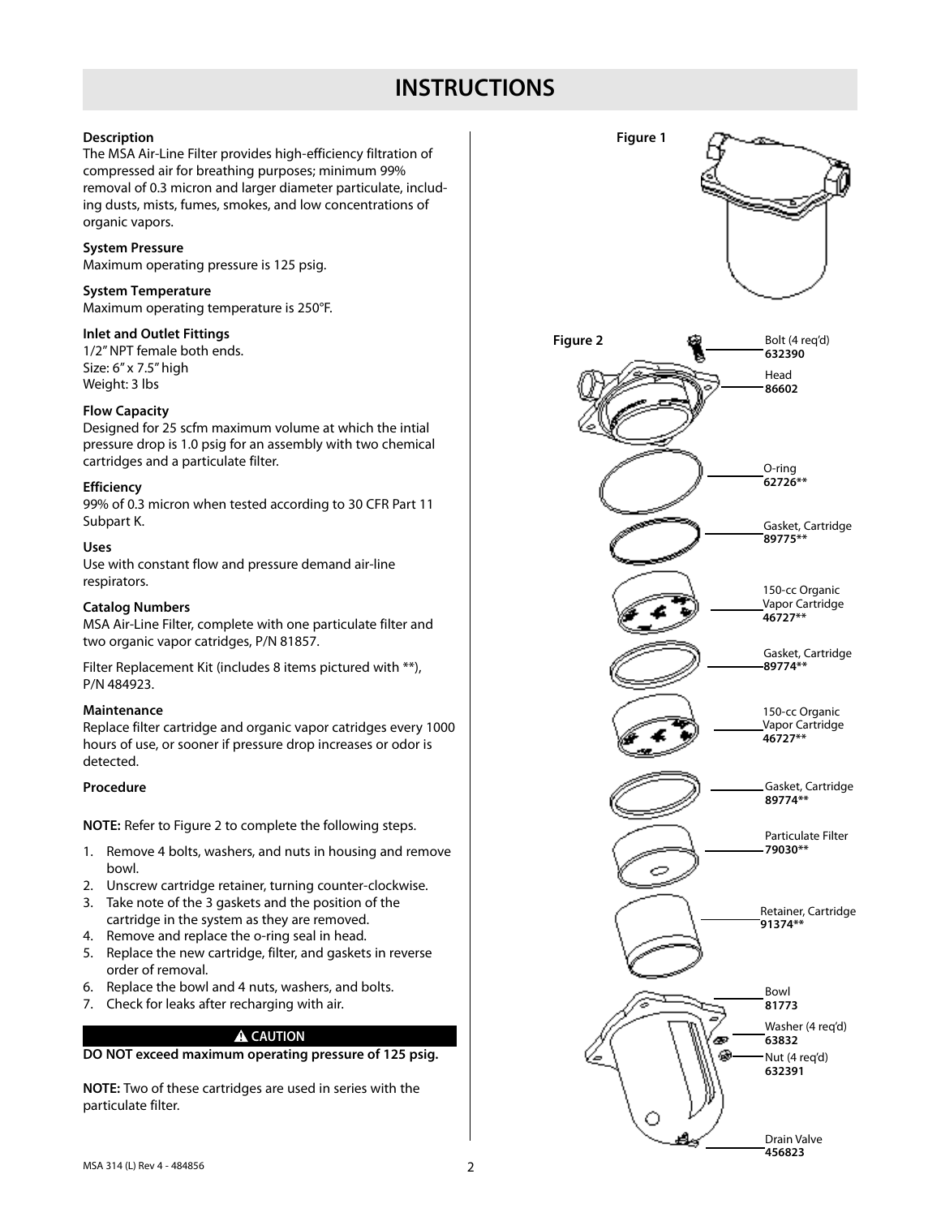# INSTRUCTIONS

**Description**
The MSA Air-Line Filter provides high-efficiency filtration of compressed air for breathing purposes; minimum 99% removal of 0.3 micron and larger diameter particulate, including dusts, mists, fumes, smokes, and low concentrations of organic vapors.

**System Pressure**
Maximum operating pressure is 125 psig.

**System Temperature**
Maximum operating temperature is 250°F.

**Inlet and Outlet Fittings**
1/2" NPT female both ends.
Size: 6" x 7.5" high
Weight: 3 lbs

**Flow Capacity**
Designed for 25 scfm maximum volume at which the intial pressure drop is 1.0 psig for an assembly with two chemical cartridges and a particulate filter.

**Efficiency**
99% of 0.3 micron when tested according to 30 CFR Part 11 Subpart K.

**Uses**
Use with constant flow and pressure demand air-line respirators.

**Catalog Numbers**
MSA Air-Line Filter, complete with one particulate filter and two organic vapor catridges, P/N 81857.

Filter Replacement Kit (includes 8 items pictured with **), P/N 484923.

**Maintenance**
Replace filter cartridge and organic vapor catridges every 1000 hours of use, or sooner if pressure drop increases or odor is detected.

**Procedure**

**NOTE:** Refer to Figure 2 to complete the following steps.

1. Remove 4 bolts, washers, and nuts in housing and remove bowl.
2. Unscrew cartridge retainer, turning counter-clockwise.
3. Take note of the 3 gaskets and the position of the cartridge in the system as they are removed.
4. Remove and replace the o-ring seal in head.
5. Replace the new cartridge, filter, and gaskets in reverse order of removal.
6. Replace the bowl and 4 nuts, washers, and bolts.
7. Check for leaks after recharging with air.

**⚠ CAUTION**

**DO NOT exceed maximum operating pressure of 125 psig.**

**NOTE:** Two of these cartridges are used in series with the particulate filter.

Figure 1

Figure 2

Bolt (4 req'd)
**632390**

Head
**86602**

O-ring
**62726****

Gasket, Cartridge
**89775****

150-cc Organic Vapor Cartridge
**46727****

Gasket, Cartridge
**89774****

150-cc Organic Vapor Cartridge
**46727****

Gasket, Cartridge
**89774****

Particulate Filter
**79030****

Retainer, Cartridge
**91374****

Bowl
**81773**

Washer (4 req'd)
**63832**

Nut (4 req'd)
**632391**

Drain Valve
**456823**